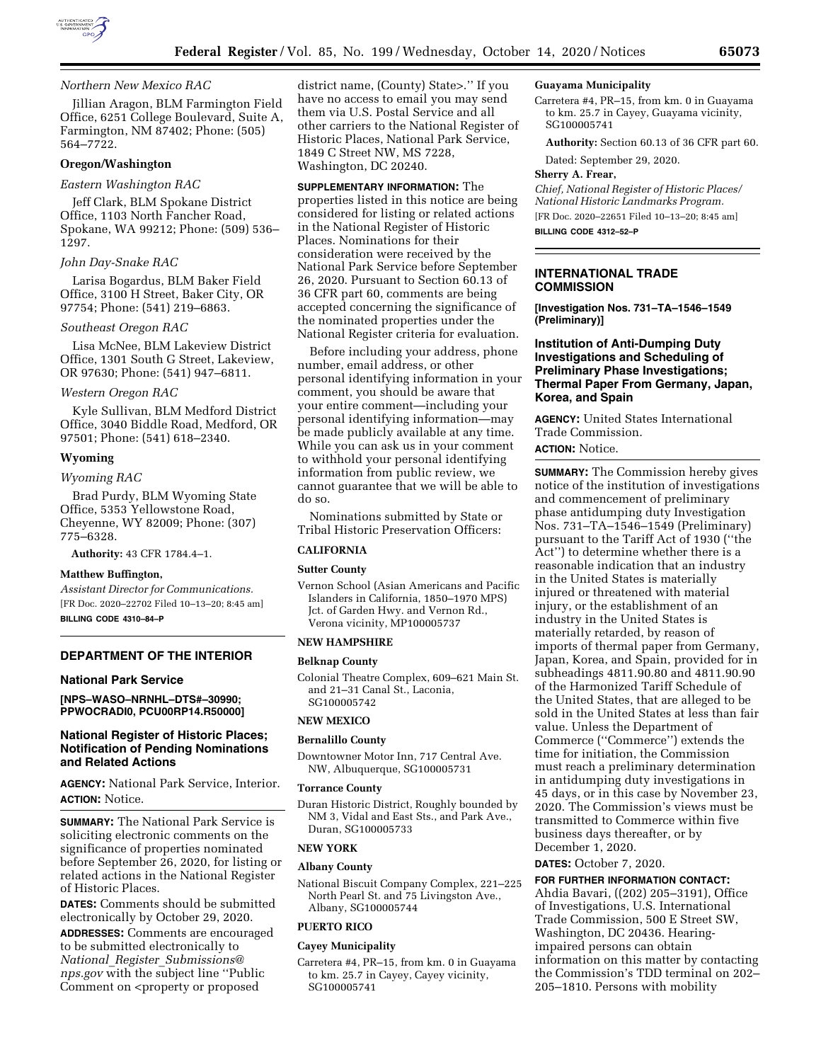*Northern New Mexico RAC*

Jillian Aragon, BLM Farmington Field Office, 6251 College Boulevard, Suite A, Farmington, NM 87402; Phone: (505) 564–7722.

**Oregon/Washington**

*Eastern Washington RAC*

Jeff Clark, BLM Spokane District Office, 1103 North Fancher Road, Spokane, WA 99212; Phone: (509) 536–1297.

*John Day-Snake RAC*

Larisa Bogardus, BLM Baker Field Office, 3100 H Street, Baker City, OR 97754; Phone: (541) 219–6863.

*Southeast Oregon RAC*

Lisa McNee, BLM Lakeview District Office, 1301 South G Street, Lakeview, OR 97630; Phone: (541) 947–6811.

*Western Oregon RAC*

Kyle Sullivan, BLM Medford District Office, 3040 Biddle Road, Medford, OR 97501; Phone: (541) 618–2340.

**Wyoming**

*Wyoming RAC*

Brad Purdy, BLM Wyoming State Office, 5353 Yellowstone Road, Cheyenne, WY 82009; Phone: (307) 775–6328.

**Authority:** 43 CFR 1784.4–1.

**Matthew Buffington,**

*Assistant Director for Communications.*

[FR Doc. 2020–22702 Filed 10–13–20; 8:45 am]

**BILLING CODE 4310–84–P**

## DEPARTMENT OF THE INTERIOR

### National Park Service

**[NPS–WASO–NRNHL–DTS#–30990; PPWOCRADI0, PCU00RP14.R50000]**

### National Register of Historic Places; Notification of Pending Nominations and Related Actions

**AGENCY:** National Park Service, Interior.

**ACTION:** Notice.

**SUMMARY:** The National Park Service is soliciting electronic comments on the significance of properties nominated before September 26, 2020, for listing or related actions in the National Register of Historic Places.

**DATES:** Comments should be submitted electronically by October 29, 2020.

**ADDRESSES:** Comments are encouraged to be submitted electronically to *National_Register_Submissions@nps.gov* with the subject line "Public Comment on <property or proposed district name, (County) State>." If you have no access to email you may send them via U.S. Postal Service and all other carriers to the National Register of Historic Places, National Park Service, 1849 C Street NW, MS 7228, Washington, DC 20240.

**SUPPLEMENTARY INFORMATION:** The properties listed in this notice are being considered for listing or related actions in the National Register of Historic Places. Nominations for their consideration were received by the National Park Service before September 26, 2020. Pursuant to Section 60.13 of 36 CFR part 60, comments are being accepted concerning the significance of the nominated properties under the National Register criteria for evaluation.

Before including your address, phone number, email address, or other personal identifying information in your comment, you should be aware that your entire comment—including your personal identifying information—may be made publicly available at any time. While you can ask us in your comment to withhold your personal identifying information from public review, we cannot guarantee that we will be able to do so.

Nominations submitted by State or Tribal Historic Preservation Officers:

**CALIFORNIA**

**Sutter County**

Vernon School (Asian Americans and Pacific Islanders in California, 1850–1970 MPS) Jct. of Garden Hwy. and Vernon Rd., Verona vicinity, MP100005737

**NEW HAMPSHIRE**

**Belknap County**

Colonial Theatre Complex, 609–621 Main St. and 21–31 Canal St., Laconia, SG100005742

**NEW MEXICO**

**Bernalillo County**

Downtowner Motor Inn, 717 Central Ave. NW, Albuquerque, SG100005731

**Torrance County**

Duran Historic District, Roughly bounded by NM 3, Vidal and East Sts., and Park Ave., Duran, SG100005733

**NEW YORK**

**Albany County**

National Biscuit Company Complex, 221–225 North Pearl St. and 75 Livingston Ave., Albany, SG100005744

**PUERTO RICO**

**Cayey Municipality**

Carretera #4, PR–15, from km. 0 in Guayama to km. 25.7 in Cayey, Cayey vicinity, SG100005741

**Guayama Municipality**

Carretera #4, PR–15, from km. 0 in Guayama to km. 25.7 in Cayey, Guayama vicinity, SG100005741

**Authority:** Section 60.13 of 36 CFR part 60.

Dated: September 29, 2020.

**Sherry A. Frear,**

*Chief, National Register of Historic Places/ National Historic Landmarks Program.*

[FR Doc. 2020–22651 Filed 10–13–20; 8:45 am]

**BILLING CODE 4312–52–P**

## INTERNATIONAL TRADE COMMISSION

**[Investigation Nos. 731–TA–1546–1549 (Preliminary)]**

### Institution of Anti-Dumping Duty Investigations and Scheduling of Preliminary Phase Investigations; Thermal Paper From Germany, Japan, Korea, and Spain

**AGENCY:** United States International Trade Commission.

**ACTION:** Notice.

**SUMMARY:** The Commission hereby gives notice of the institution of investigations and commencement of preliminary phase antidumping duty Investigation Nos. 731–TA–1546–1549 (Preliminary) pursuant to the Tariff Act of 1930 ("the Act") to determine whether there is a reasonable indication that an industry in the United States is materially injured or threatened with material injury, or the establishment of an industry in the United States is materially retarded, by reason of imports of thermal paper from Germany, Japan, Korea, and Spain, provided for in subheadings 4811.90.80 and 4811.90.90 of the Harmonized Tariff Schedule of the United States, that are alleged to be sold in the United States at less than fair value. Unless the Department of Commerce ("Commerce") extends the time for initiation, the Commission must reach a preliminary determination in antidumping duty investigations in 45 days, or in this case by November 23, 2020. The Commission's views must be transmitted to Commerce within five business days thereafter, or by December 1, 2020.

**DATES:** October 7, 2020.

**FOR FURTHER INFORMATION CONTACT:** Ahdia Bavari, ((202) 205–3191), Office of Investigations, U.S. International Trade Commission, 500 E Street SW, Washington, DC 20436. Hearing-impaired persons can obtain information on this matter by contacting the Commission's TDD terminal on 202–205–1810. Persons with mobility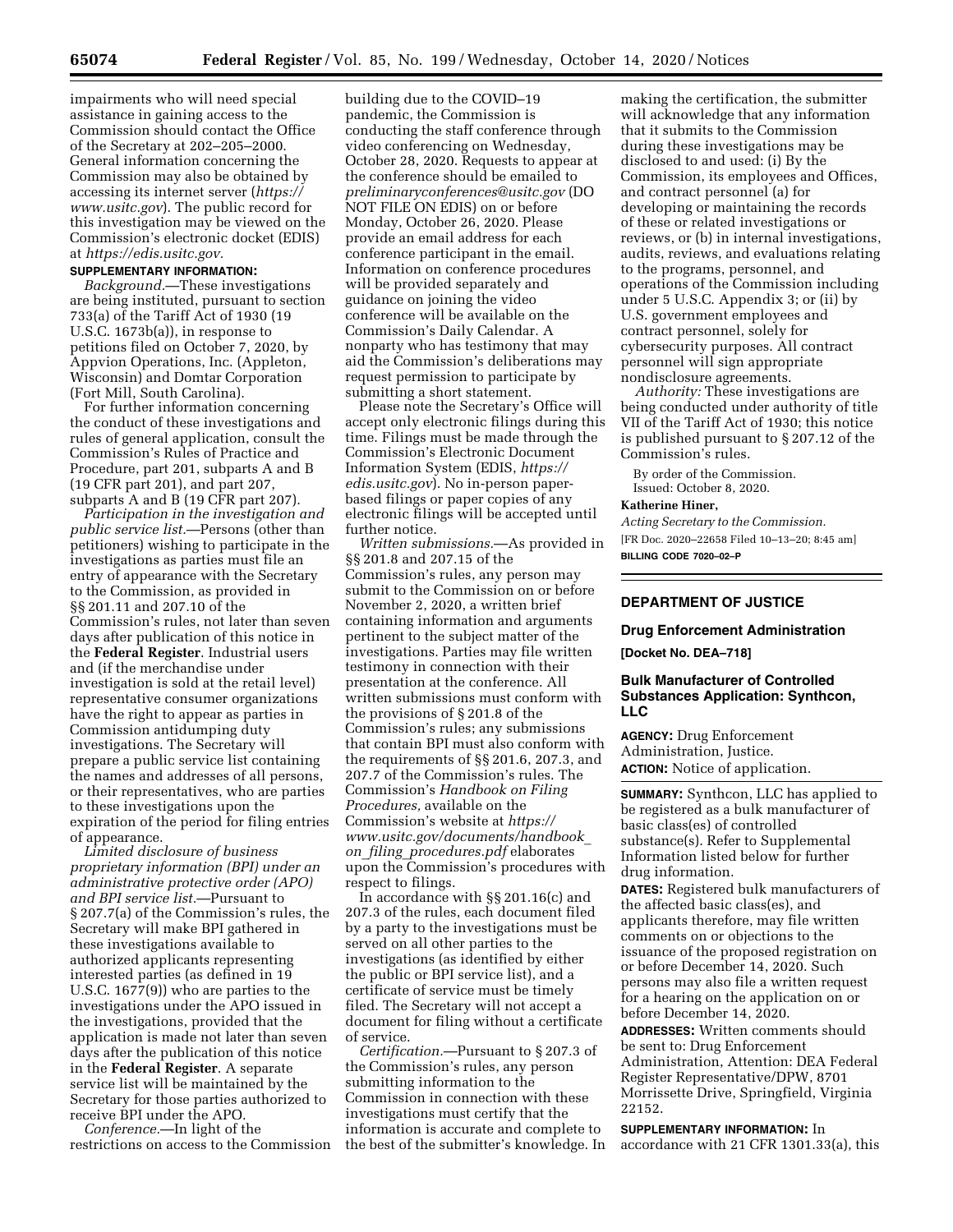impairments who will need special assistance in gaining access to the Commission should contact the Office of the Secretary at 202–205–2000. General information concerning the Commission may also be obtained by accessing its internet server (*https://www.usitc.gov*). The public record for this investigation may be viewed on the Commission's electronic docket (EDIS) at *https://edis.usitc.gov*.

**SUPPLEMENTARY INFORMATION:**

*Background.*—These investigations are being instituted, pursuant to section 733(a) of the Tariff Act of 1930 (19 U.S.C. 1673b(a)), in response to petitions filed on October 7, 2020, by Appvion Operations, Inc. (Appleton, Wisconsin) and Domtar Corporation (Fort Mill, South Carolina).

For further information concerning the conduct of these investigations and rules of general application, consult the Commission's Rules of Practice and Procedure, part 201, subparts A and B (19 CFR part 201), and part 207, subparts A and B (19 CFR part 207).

*Participation in the investigation and public service list.*—Persons (other than petitioners) wishing to participate in the investigations as parties must file an entry of appearance with the Secretary to the Commission, as provided in §§ 201.11 and 207.10 of the Commission's rules, not later than seven days after publication of this notice in the **Federal Register**. Industrial users and (if the merchandise under investigation is sold at the retail level) representative consumer organizations have the right to appear as parties in Commission antidumping duty investigations. The Secretary will prepare a public service list containing the names and addresses of all persons, or their representatives, who are parties to these investigations upon the expiration of the period for filing entries of appearance.

*Limited disclosure of business proprietary information (BPI) under an administrative protective order (APO) and BPI service list.*—Pursuant to § 207.7(a) of the Commission's rules, the Secretary will make BPI gathered in these investigations available to authorized applicants representing interested parties (as defined in 19 U.S.C. 1677(9)) who are parties to the investigations under the APO issued in the investigations, provided that the application is made not later than seven days after the publication of this notice in the **Federal Register**. A separate service list will be maintained by the Secretary for those parties authorized to receive BPI under the APO.

*Conference.*—In light of the restrictions on access to the Commission building due to the COVID–19 pandemic, the Commission is conducting the staff conference through video conferencing on Wednesday, October 28, 2020. Requests to appear at the conference should be emailed to *preliminaryconferences@usitc.gov* (DO NOT FILE ON EDIS) on or before Monday, October 26, 2020. Please provide an email address for each conference participant in the email. Information on conference procedures will be provided separately and guidance on joining the video conference will be available on the Commission's Daily Calendar. A nonparty who has testimony that may aid the Commission's deliberations may request permission to participate by submitting a short statement.

Please note the Secretary's Office will accept only electronic filings during this time. Filings must be made through the Commission's Electronic Document Information System (EDIS, *https://edis.usitc.gov*). No in-person paper-based filings or paper copies of any electronic filings will be accepted until further notice.

*Written submissions.*—As provided in §§ 201.8 and 207.15 of the Commission's rules, any person may submit to the Commission on or before November 2, 2020, a written brief containing information and arguments pertinent to the subject matter of the investigations. Parties may file written testimony in connection with their presentation at the conference. All written submissions must conform with the provisions of § 201.8 of the Commission's rules; any submissions that contain BPI must also conform with the requirements of §§ 201.6, 207.3, and 207.7 of the Commission's rules. The Commission's *Handbook on Filing Procedures,* available on the Commission's website at *https://www.usitc.gov/documents/handbook_on_filing_procedures.pdf* elaborates upon the Commission's procedures with respect to filings.

In accordance with §§ 201.16(c) and 207.3 of the rules, each document filed by a party to the investigations must be served on all other parties to the investigations (as identified by either the public or BPI service list), and a certificate of service must be timely filed. The Secretary will not accept a document for filing without a certificate of service.

*Certification.*—Pursuant to § 207.3 of the Commission's rules, any person submitting information to the Commission in connection with these investigations must certify that the information is accurate and complete to the best of the submitter's knowledge. In making the certification, the submitter will acknowledge that any information that it submits to the Commission during these investigations may be disclosed to and used: (i) By the Commission, its employees and Offices, and contract personnel (a) for developing or maintaining the records of these or related investigations or reviews, or (b) in internal investigations, audits, reviews, and evaluations relating to the programs, personnel, and operations of the Commission including under 5 U.S.C. Appendix 3; or (ii) by U.S. government employees and contract personnel, solely for cybersecurity purposes. All contract personnel will sign appropriate nondisclosure agreements.

*Authority:* These investigations are being conducted under authority of title VII of the Tariff Act of 1930; this notice is published pursuant to § 207.12 of the Commission's rules.

By order of the Commission.

Issued: October 8, 2020.

**Katherine Hiner,**

*Acting Secretary to the Commission.*

[FR Doc. 2020–22658 Filed 10–13–20; 8:45 am]

**BILLING CODE 7020–02–P**

---

## DEPARTMENT OF JUSTICE

### Drug Enforcement Administration

**[Docket No. DEA–718]**

### Bulk Manufacturer of Controlled Substances Application: Synthcon, LLC

**AGENCY:** Drug Enforcement Administration, Justice.

**ACTION:** Notice of application.

**SUMMARY:** Synthcon, LLC has applied to be registered as a bulk manufacturer of basic class(es) of controlled substance(s). Refer to Supplemental Information listed below for further drug information.

**DATES:** Registered bulk manufacturers of the affected basic class(es), and applicants therefore, may file written comments on or objections to the issuance of the proposed registration on or before December 14, 2020. Such persons may also file a written request for a hearing on the application on or before December 14, 2020.

**ADDRESSES:** Written comments should be sent to: Drug Enforcement Administration, Attention: DEA Federal Register Representative/DPW, 8701 Morrissette Drive, Springfield, Virginia 22152.

**SUPPLEMENTARY INFORMATION:** In accordance with 21 CFR 1301.33(a), this